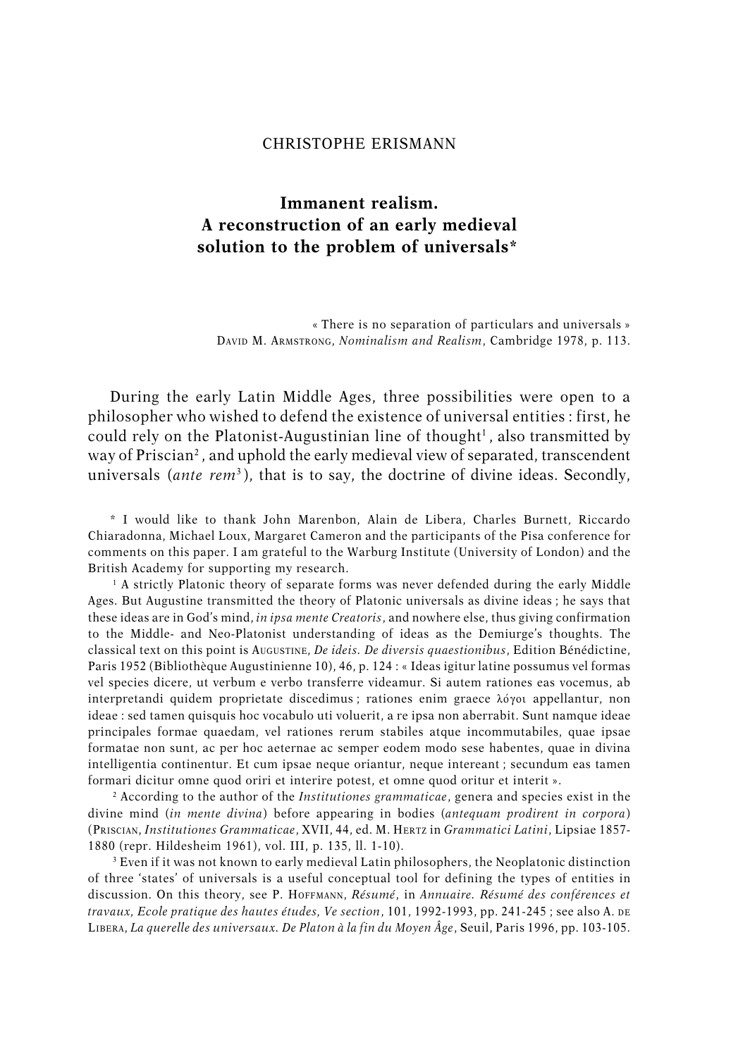CHRISTOPHE ERISMANN

# Immanent realism. A reconstruction of an early medieval solution to the problem of universals*

« There is no separation of particulars and universals »
DAVID M. ARMSTRONG, *Nominalism and Realism*, Cambridge 1978, p. 113.

During the early Latin Middle Ages, three possibilities were open to a philosopher who wished to defend the existence of universal entities : first, he could rely on the Platonist-Augustinian line of thought[1], also transmitted by way of Priscian[2], and uphold the early medieval view of separated, transcendent universals (*ante rem*[3]), that is to say, the doctrine of divine ideas. Secondly,

---

* I would like to thank John Marenbon, Alain de Libera, Charles Burnett, Riccardo Chiaradonna, Michael Loux, Margaret Cameron and the participants of the Pisa conference for comments on this paper. I am grateful to the Warburg Institute (University of London) and the British Academy for supporting my research.

[1] A strictly Platonic theory of separate forms was never defended during the early Middle Ages. But Augustine transmitted the theory of Platonic universals as divine ideas ; he says that these ideas are in God's mind, *in ipsa mente Creatoris*, and nowhere else, thus giving confirmation to the Middle- and Neo-Platonist understanding of ideas as the Demiurge's thoughts. The classical text on this point is AUGUSTINE, *De ideis. De diversis quaestionibus*, Edition Bénédictine, Paris 1952 (Bibliothèque Augustinienne 10), 46, p. 124 : « Ideas igitur latine possumus vel formas vel species dicere, ut verbum e verbo transferre videamur. Si autem rationes eas vocemus, ab interpretandi quidem proprietate discedimus ; rationes enim graece λόγοι appellantur, non ideae : sed tamen quisquis hoc vocabulo uti voluerit, a re ipsa non aberrabit. Sunt namque ideae principales formae quaedam, vel rationes rerum stabiles atque incommutabiles, quae ipsae formatae non sunt, ac per hoc aeternae ac semper eodem modo sese habentes, quae in divina intelligentia continentur. Et cum ipsae neque oriantur, neque intereant ; secundum eas tamen formari dicitur omne quod oriri et interire potest, et omne quod oritur et interit ».

[2] According to the author of the *Institutiones grammaticae*, genera and species exist in the divine mind (*in mente divina*) before appearing in bodies (*antequam prodirent in corpora*) (PRISCIAN, *Institutiones Grammaticae*, XVII, 44, ed. M. HERTZ in *Grammatici Latini*, Lipsiae 1857-1880 (repr. Hildesheim 1961), vol. III, p. 135, ll. 1-10).

[3] Even if it was not known to early medieval Latin philosophers, the Neoplatonic distinction of three 'states' of universals is a useful conceptual tool for defining the types of entities in discussion. On this theory, see P. HOFFMANN, *Résumé*, in *Annuaire. Résumé des conférences et travaux, Ecole pratique des hautes études, Ve section*, 101, 1992-1993, pp. 241-245 ; see also A. DE LIBERA, *La querelle des universaux. De Platon à la fin du Moyen Âge*, Seuil, Paris 1996, pp. 103-105.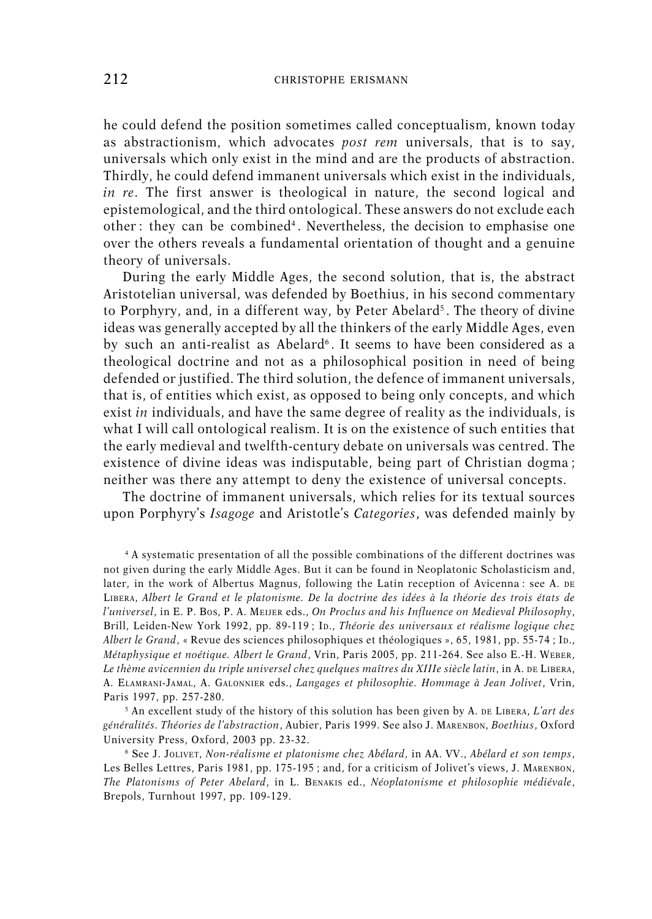he could defend the position sometimes called conceptualism, known today as abstractionism, which advocates *post rem* universals, that is to say, universals which only exist in the mind and are the products of abstraction. Thirdly, he could defend immanent universals which exist in the individuals, *in re*. The first answer is theological in nature, the second logical and epistemological, and the third ontological. These answers do not exclude each other : they can be combined[4]. Nevertheless, the decision to emphasise one over the others reveals a fundamental orientation of thought and a genuine theory of universals.

During the early Middle Ages, the second solution, that is, the abstract Aristotelian universal, was defended by Boethius, in his second commentary to Porphyry, and, in a different way, by Peter Abelard[5]. The theory of divine ideas was generally accepted by all the thinkers of the early Middle Ages, even by such an anti-realist as Abelard[6]. It seems to have been considered as a theological doctrine and not as a philosophical position in need of being defended or justified. The third solution, the defence of immanent universals, that is, of entities which exist, as opposed to being only concepts, and which exist *in* individuals, and have the same degree of reality as the individuals, is what I will call ontological realism. It is on the existence of such entities that the early medieval and twelfth-century debate on universals was centred. The existence of divine ideas was indisputable, being part of Christian dogma ; neither was there any attempt to deny the existence of universal concepts.

The doctrine of immanent universals, which relies for its textual sources upon Porphyry's *Isagoge* and Aristotle's *Categories*, was defended mainly by

[4] A systematic presentation of all the possible combinations of the different doctrines was not given during the early Middle Ages. But it can be found in Neoplatonic Scholasticism and, later, in the work of Albertus Magnus, following the Latin reception of Avicenna : see A. de Libera, *Albert le Grand et le platonisme. De la doctrine des idées à la théorie des trois états de l'universel*, in E. P. Bos, P. A. Meijer eds., *On Proclus and his Influence on Medieval Philosophy*, Brill, Leiden-New York 1992, pp. 89-119 ; Id., *Théorie des universaux et réalisme logique chez Albert le Grand*, « Revue des sciences philosophiques et théologiques », 65, 1981, pp. 55-74 ; Id., *Métaphysique et noétique. Albert le Grand*, Vrin, Paris 2005, pp. 211-264. See also E.-H. Weber, *Le thème avicennien du triple universel chez quelques maîtres du XIIIe siècle latin*, in A. de Libera, A. Elamrani-Jamal, A. Galonnier eds., *Langages et philosophie. Hommage à Jean Jolivet*, Vrin, Paris 1997, pp. 257-280.

[5] An excellent study of the history of this solution has been given by A. de Libera, *L'art des généralités. Théories de l'abstraction*, Aubier, Paris 1999. See also J. Marenbon, *Boethius*, Oxford University Press, Oxford, 2003 pp. 23-32.

[6] See J. Jolivet, *Non-réalisme et platonisme chez Abélard*, in AA. VV., *Abélard et son temps*, Les Belles Lettres, Paris 1981, pp. 175-195 ; and, for a criticism of Jolivet's views, J. Marenbon, *The Platonisms of Peter Abelard*, in L. Benakis ed., *Néoplatonisme et philosophie médiévale*, Brepols, Turnhout 1997, pp. 109-129.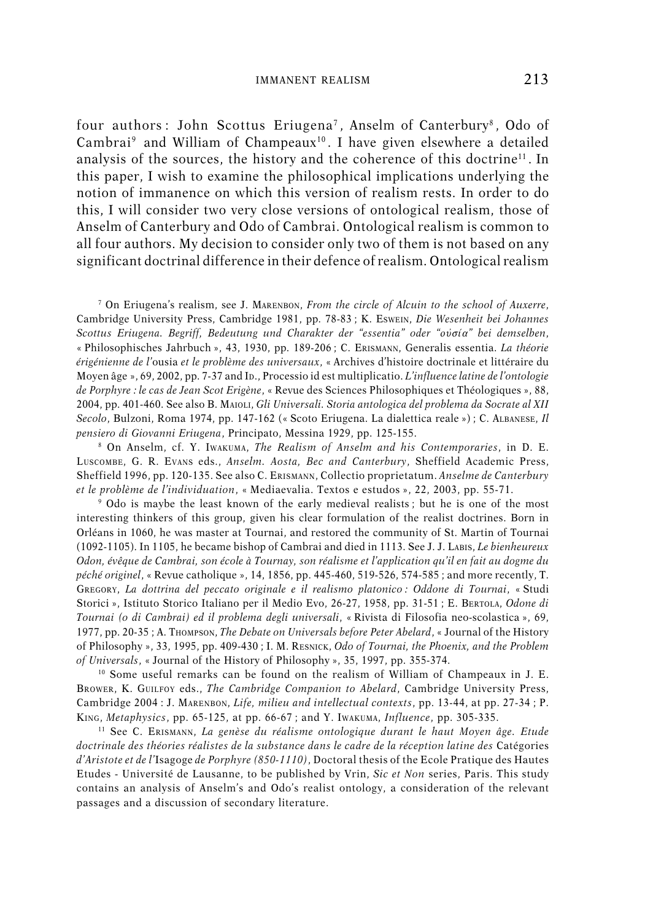four authors: John Scottus Eriugena[7], Anselm of Canterbury[8], Odo of Cambrai[9] and William of Champeaux[10]. I have given elsewhere a detailed analysis of the sources, the history and the coherence of this doctrine[11]. In this paper, I wish to examine the philosophical implications underlying the notion of immanence on which this version of realism rests. In order to do this, I will consider two very close versions of ontological realism, those of Anselm of Canterbury and Odo of Cambrai. Ontological realism is common to all four authors. My decision to consider only two of them is not based on any significant doctrinal difference in their defence of realism. Ontological realism

[7] On Eriugena's realism, see J. Marenbon, *From the circle of Alcuin to the school of Auxerre*, Cambridge University Press, Cambridge 1981, pp. 78-83; K. Eswein, *Die Wesenheit bei Johannes Scottus Eriugena. Begriff, Bedeutung und Charakter der "essentia" oder "οὐσία" bei demselben*, « Philosophisches Jahrbuch », 43, 1930, pp. 189-206; C. Erismann, Generalis essentia. *La théorie érigénienne de l'*ousia *et le problème des universaux*, « Archives d'histoire doctrinale et littéraire du Moyen âge », 69, 2002, pp. 7-37 and Id., Processio id est multiplicatio. *L'influence latine de l'ontologie de Porphyre : le cas de Jean Scot Erigène*, « Revue des Sciences Philosophiques et Théologiques », 88, 2004, pp. 401-460. See also B. Maioli, *Gli Universali. Storia antologica del problema da Socrate al XII Secolo*, Bulzoni, Roma 1974, pp. 147-162 (« Scoto Eriugena. La dialettica reale »); C. Albanese, *Il pensiero di Giovanni Eriugena*, Principato, Messina 1929, pp. 125-155.

[8] On Anselm, cf. Y. Iwakuma, *The Realism of Anselm and his Contemporaries*, in D. E. Luscombe, G. R. Evans eds., *Anselm. Aosta, Bec and Canterbury*, Sheffield Academic Press, Sheffield 1996, pp. 120-135. See also C. Erismann, Collectio proprietatum. *Anselme de Canterbury et le problème de l'individuation*, « Mediaevalia. Textos e estudos », 22, 2003, pp. 55-71.

[9] Odo is maybe the least known of the early medieval realists; but he is one of the most interesting thinkers of this group, given his clear formulation of the realist doctrines. Born in Orléans in 1060, he was master at Tournai, and restored the community of St. Martin of Tournai (1092-1105). In 1105, he became bishop of Cambrai and died in 1113. See J. J. Labis, *Le bienheureux Odon, évêque de Cambrai, son école à Tournay, son réalisme et l'application qu'il en fait au dogme du péché originel*, « Revue catholique », 14, 1856, pp. 445-460, 519-526, 574-585; and more recently, T. Gregory, *La dottrina del peccato originale e il realismo platonico: Oddone di Tournai*, « Studi Storici », Istituto Storico Italiano per il Medio Evo, 26-27, 1958, pp. 31-51; E. Bertola, *Odone di Tournai (o di Cambrai) ed il problema degli universali*, « Rivista di Filosofia neo-scolastica », 69, 1977, pp. 20-35; A. Thompson, *The Debate on Universals before Peter Abelard*, « Journal of the History of Philosophy », 33, 1995, pp. 409-430; I. M. Resnick, *Odo of Tournai, the Phoenix, and the Problem of Universals*, « Journal of the History of Philosophy », 35, 1997, pp. 355-374.

[10] Some useful remarks can be found on the realism of William of Champeaux in J. E. Brower, K. Guilfoy eds., *The Cambridge Companion to Abelard*, Cambridge University Press, Cambridge 2004: J. Marenbon, *Life, milieu and intellectual contexts*, pp. 13-44, at pp. 27-34; P. King, *Metaphysics*, pp. 65-125, at pp. 66-67; and Y. Iwakuma, *Influence*, pp. 305-335.

[11] See C. Erismann, *La genèse du réalisme ontologique durant le haut Moyen âge. Etude doctrinale des théories réalistes de la substance dans le cadre de la réception latine des* Catégories *d'Aristote et de l'*Isagoge *de Porphyre (850-1110)*, Doctoral thesis of the Ecole Pratique des Hautes Etudes - Université de Lausanne, to be published by Vrin, *Sic et Non* series, Paris. This study contains an analysis of Anselm's and Odo's realist ontology, a consideration of the relevant passages and a discussion of secondary literature.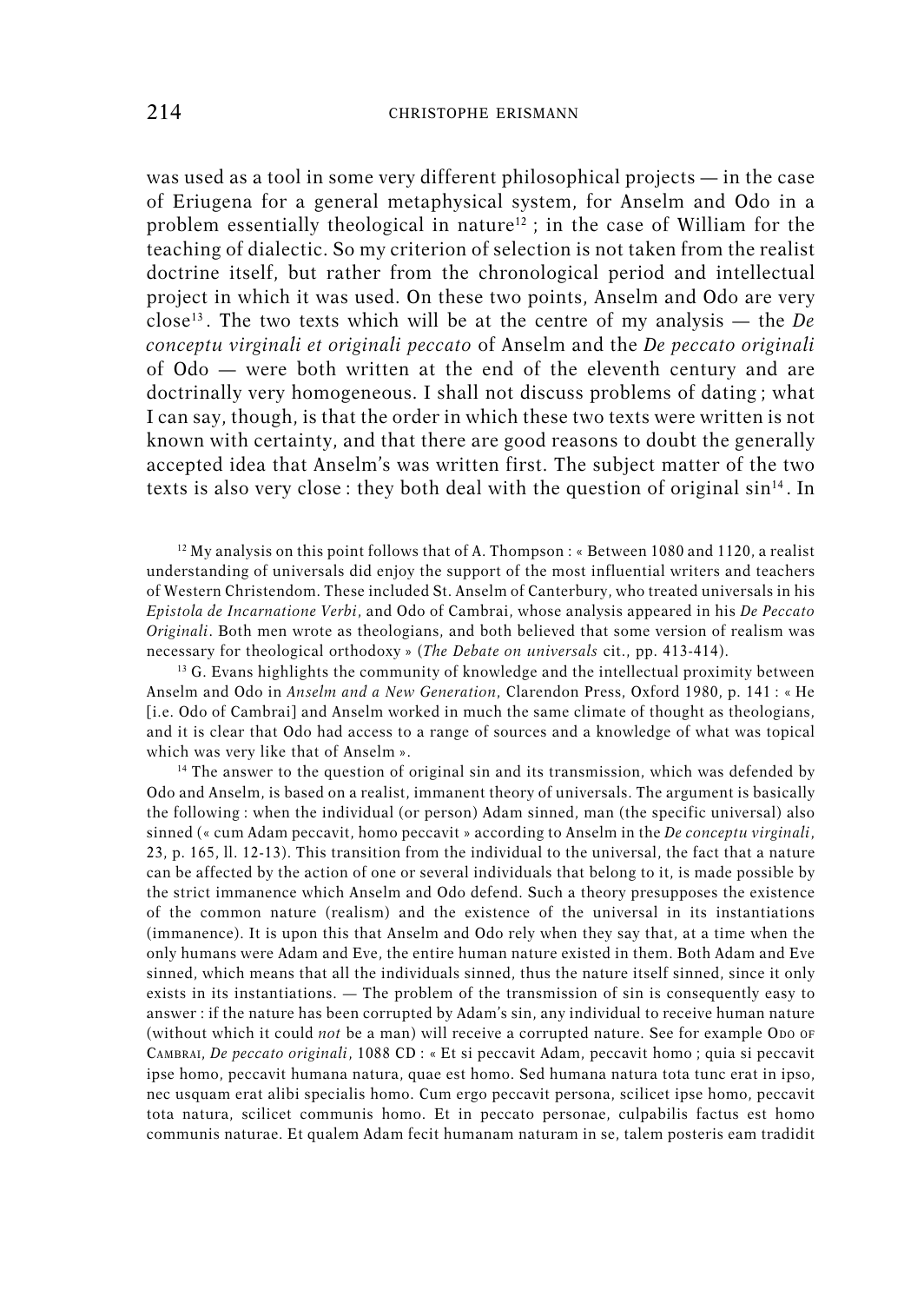was used as a tool in some very different philosophical projects — in the case of Eriugena for a general metaphysical system, for Anselm and Odo in a problem essentially theological in nature[12] ; in the case of William for the teaching of dialectic. So my criterion of selection is not taken from the realist doctrine itself, but rather from the chronological period and intellectual project in which it was used. On these two points, Anselm and Odo are very close[13]. The two texts which will be at the centre of my analysis — the *De conceptu virginali et originali peccato* of Anselm and the *De peccato originali* of Odo — were both written at the end of the eleventh century and are doctrinally very homogeneous. I shall not discuss problems of dating ; what I can say, though, is that the order in which these two texts were written is not known with certainty, and that there are good reasons to doubt the generally accepted idea that Anselm's was written first. The subject matter of the two texts is also very close : they both deal with the question of original sin[14]. In

[12] My analysis on this point follows that of A. Thompson : « Between 1080 and 1120, a realist understanding of universals did enjoy the support of the most influential writers and teachers of Western Christendom. These included St. Anselm of Canterbury, who treated universals in his *Epistola de Incarnatione Verbi*, and Odo of Cambrai, whose analysis appeared in his *De Peccato Originali*. Both men wrote as theologians, and both believed that some version of realism was necessary for theological orthodoxy » (*The Debate on universals* cit., pp. 413-414).

[13] G. Evans highlights the community of knowledge and the intellectual proximity between Anselm and Odo in *Anselm and a New Generation*, Clarendon Press, Oxford 1980, p. 141 : « He [i.e. Odo of Cambrai] and Anselm worked in much the same climate of thought as theologians, and it is clear that Odo had access to a range of sources and a knowledge of what was topical which was very like that of Anselm ».

[14] The answer to the question of original sin and its transmission, which was defended by Odo and Anselm, is based on a realist, immanent theory of universals. The argument is basically the following : when the individual (or person) Adam sinned, man (the specific universal) also sinned (« cum Adam peccavit, homo peccavit » according to Anselm in the *De conceptu virginali*, 23, p. 165, ll. 12-13). This transition from the individual to the universal, the fact that a nature can be affected by the action of one or several individuals that belong to it, is made possible by the strict immanence which Anselm and Odo defend. Such a theory presupposes the existence of the common nature (realism) and the existence of the universal in its instantiations (immanence). It is upon this that Anselm and Odo rely when they say that, at a time when the only humans were Adam and Eve, the entire human nature existed in them. Both Adam and Eve sinned, which means that all the individuals sinned, thus the nature itself sinned, since it only exists in its instantiations. — The problem of the transmission of sin is consequently easy to answer : if the nature has been corrupted by Adam's sin, any individual to receive human nature (without which it could *not* be a man) will receive a corrupted nature. See for example Odo of Cambrai, *De peccato originali*, 1088 CD : « Et si peccavit Adam, peccavit homo ; quia si peccavit ipse homo, peccavit humana natura, quae est homo. Sed humana natura tota tunc erat in ipso, nec usquam erat alibi specialis homo. Cum ergo peccavit persona, scilicet ipse homo, peccavit tota natura, scilicet communis homo. Et in peccato personae, culpabilis factus est homo communis naturae. Et qualem Adam fecit humanam naturam in se, talem posteris eam tradidit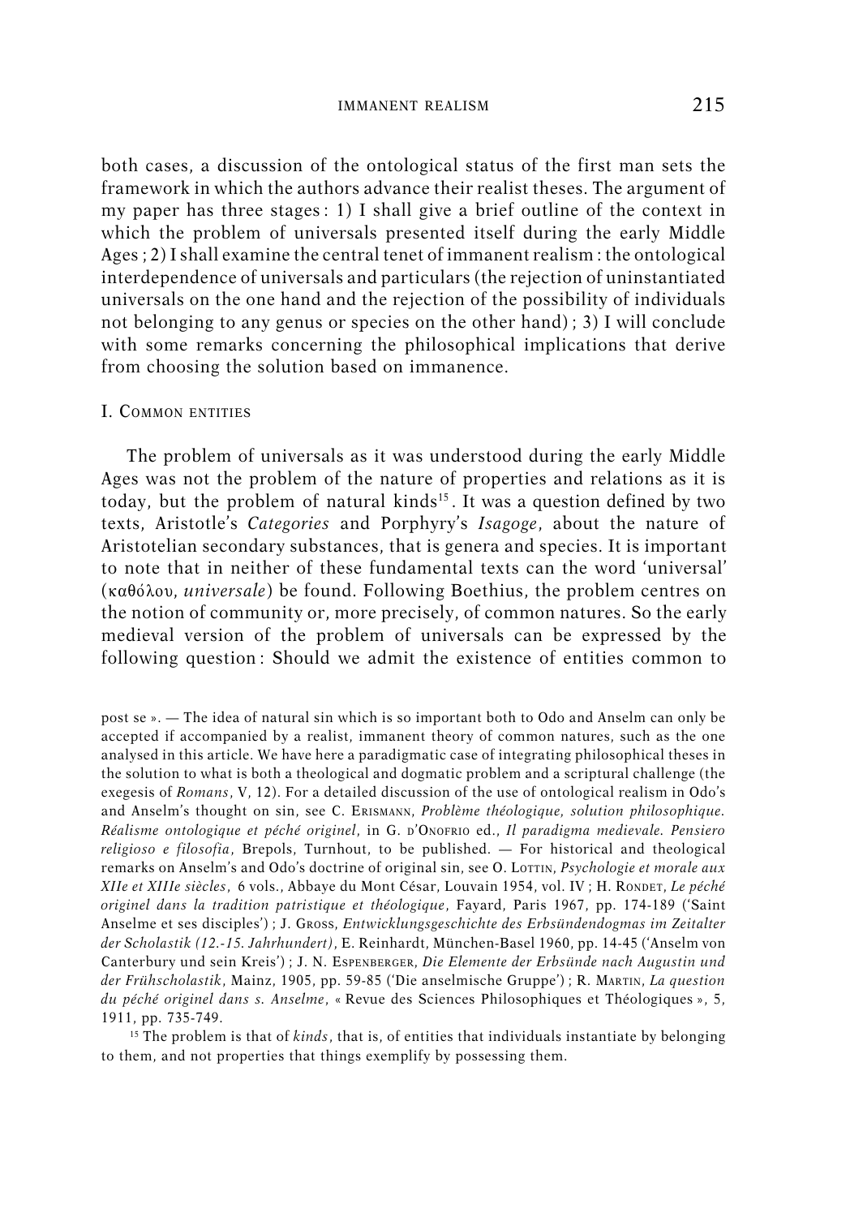both cases, a discussion of the ontological status of the first man sets the framework in which the authors advance their realist theses. The argument of my paper has three stages : 1) I shall give a brief outline of the context in which the problem of universals presented itself during the early Middle Ages ; 2) I shall examine the central tenet of immanent realism : the ontological interdependence of universals and particulars (the rejection of uninstantiated universals on the one hand and the rejection of the possibility of individuals not belonging to any genus or species on the other hand) ; 3) I will conclude with some remarks concerning the philosophical implications that derive from choosing the solution based on immanence.

## I. Common entities

The problem of universals as it was understood during the early Middle Ages was not the problem of the nature of properties and relations as it is today, but the problem of natural kinds[15]. It was a question defined by two texts, Aristotle's *Categories* and Porphyry's *Isagoge*, about the nature of Aristotelian secondary substances, that is genera and species. It is important to note that in neither of these fundamental texts can the word 'universal' (καθόλου, *universale*) be found. Following Boethius, the problem centres on the notion of community or, more precisely, of common natures. So the early medieval version of the problem of universals can be expressed by the following question : Should we admit the existence of entities common to

post se ». — The idea of natural sin which is so important both to Odo and Anselm can only be accepted if accompanied by a realist, immanent theory of common natures, such as the one analysed in this article. We have here a paradigmatic case of integrating philosophical theses in the solution to what is both a theological and dogmatic problem and a scriptural challenge (the exegesis of *Romans*, V, 12). For a detailed discussion of the use of ontological realism in Odo's and Anselm's thought on sin, see C. Erismann, *Problème théologique, solution philosophique. Réalisme ontologique et péché originel*, in G. d'Onofrio ed., *Il paradigma medievale. Pensiero religioso e filosofia*, Brepols, Turnhout, to be published. — For historical and theological remarks on Anselm's and Odo's doctrine of original sin, see O. Lottin, *Psychologie et morale aux XIIe et XIIIe siècles*, 6 vols., Abbaye du Mont César, Louvain 1954, vol. IV ; H. Rondet, *Le péché originel dans la tradition patristique et théologique*, Fayard, Paris 1967, pp. 174-189 ('Saint Anselme et ses disciples') ; J. Gross, *Entwicklungsgeschichte des Erbsündendogmas im Zeitalter der Scholastik (12.-15. Jahrhundert)*, E. Reinhardt, München-Basel 1960, pp. 14-45 ('Anselm von Canterbury und sein Kreis') ; J. N. Espenberger, *Die Elemente der Erbsünde nach Augustin und der Frühscholastik*, Mainz, 1905, pp. 59-85 ('Die anselmische Gruppe') ; R. Martin, *La question du péché originel dans s. Anselme*, « Revue des Sciences Philosophiques et Théologiques », 5, 1911, pp. 735-749.

[15] The problem is that of *kinds*, that is, of entities that individuals instantiate by belonging to them, and not properties that things exemplify by possessing them.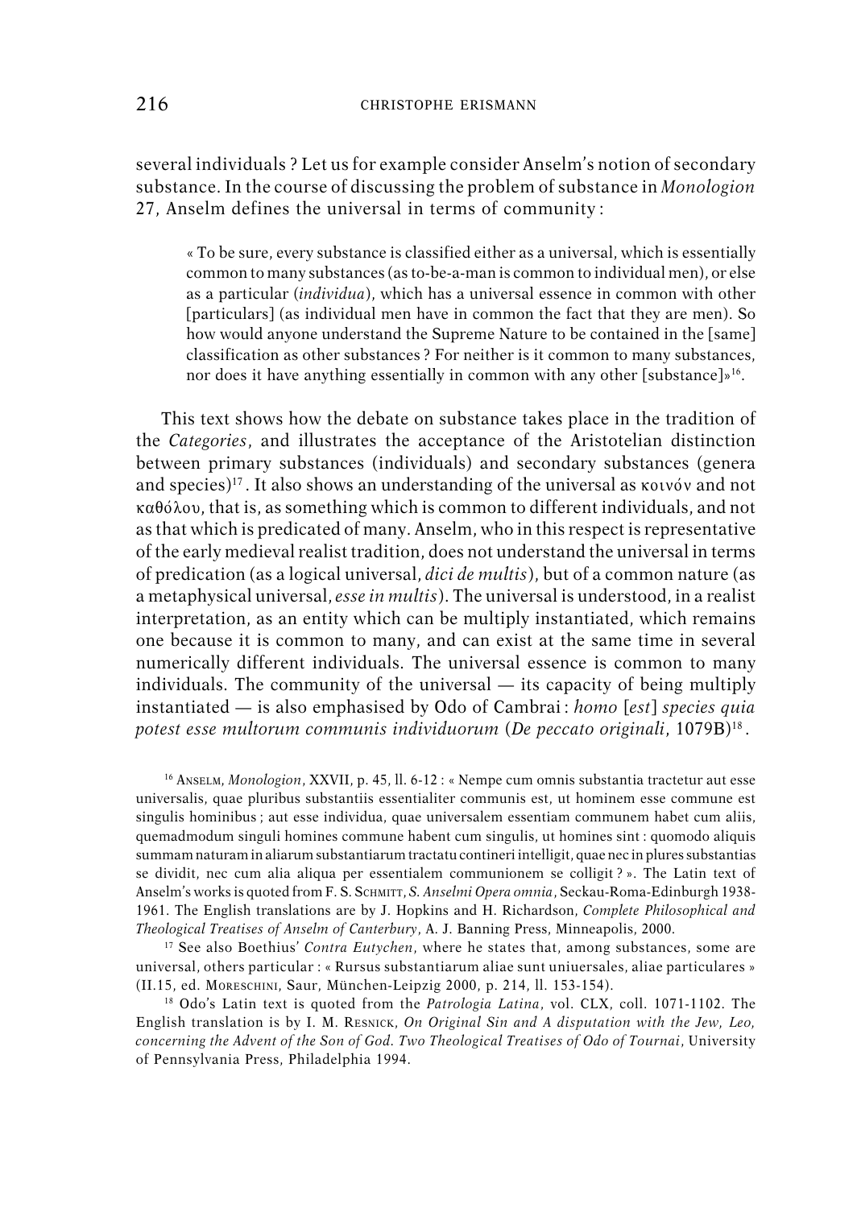several individuals ? Let us for example consider Anselm's notion of secondary substance. In the course of discussing the problem of substance in *Monologion* 27, Anselm defines the universal in terms of community :

> « To be sure, every substance is classified either as a universal, which is essentially common to many substances (as to-be-a-man is common to individual men), or else as a particular (*individua*), which has a universal essence in common with other [particulars] (as individual men have in common the fact that they are men). So how would anyone understand the Supreme Nature to be contained in the [same] classification as other substances ? For neither is it common to many substances, nor does it have anything essentially in common with any other [substance]»[16].

This text shows how the debate on substance takes place in the tradition of the *Categories*, and illustrates the acceptance of the Aristotelian distinction between primary substances (individuals) and secondary substances (genera and species)[17]. It also shows an understanding of the universal as κοινόν and not καθόλου, that is, as something which is common to different individuals, and not as that which is predicated of many. Anselm, who in this respect is representative of the early medieval realist tradition, does not understand the universal in terms of predication (as a logical universal, *dici de multis*), but of a common nature (as a metaphysical universal, *esse in multis*). The universal is understood, in a realist interpretation, as an entity which can be multiply instantiated, which remains one because it is common to many, and can exist at the same time in several numerically different individuals. The universal essence is common to many individuals. The community of the universal — its capacity of being multiply instantiated — is also emphasised by Odo of Cambrai : *homo* [*est*] *species quia potest esse multorum communis individuorum* (*De peccato originali*, 1079B)[18].

[16] Anselm, *Monologion*, XXVII, p. 45, ll. 6-12 : « Nempe cum omnis substantia tractetur aut esse universalis, quae pluribus substantiis essentialiter communis est, ut hominem esse commune est singulis hominibus ; aut esse individua, quae universalem essentiam communem habet cum aliis, quemadmodum singuli homines commune habent cum singulis, ut homines sint : quomodo aliquis summam naturam in aliarum substantiarum tractatu contineri intelligit, quae nec in plures substantias se dividit, nec cum alia aliqua per essentialem communionem se colligit ? ». The Latin text of Anselm's works is quoted from F. S. Schmitt, *S. Anselmi Opera omnia*, Seckau-Roma-Edinburgh 1938-1961. The English translations are by J. Hopkins and H. Richardson, *Complete Philosophical and Theological Treatises of Anselm of Canterbury*, A. J. Banning Press, Minneapolis, 2000.

[17] See also Boethius' *Contra Eutychen*, where he states that, among substances, some are universal, others particular : « Rursus substantiarum aliae sunt uniuersales, aliae particulares » (II.15, ed. Moreschini, Saur, München-Leipzig 2000, p. 214, ll. 153-154).

[18] Odo's Latin text is quoted from the *Patrologia Latina*, vol. CLX, coll. 1071-1102. The English translation is by I. M. Resnick, *On Original Sin and A disputation with the Jew, Leo, concerning the Advent of the Son of God. Two Theological Treatises of Odo of Tournai*, University of Pennsylvania Press, Philadelphia 1994.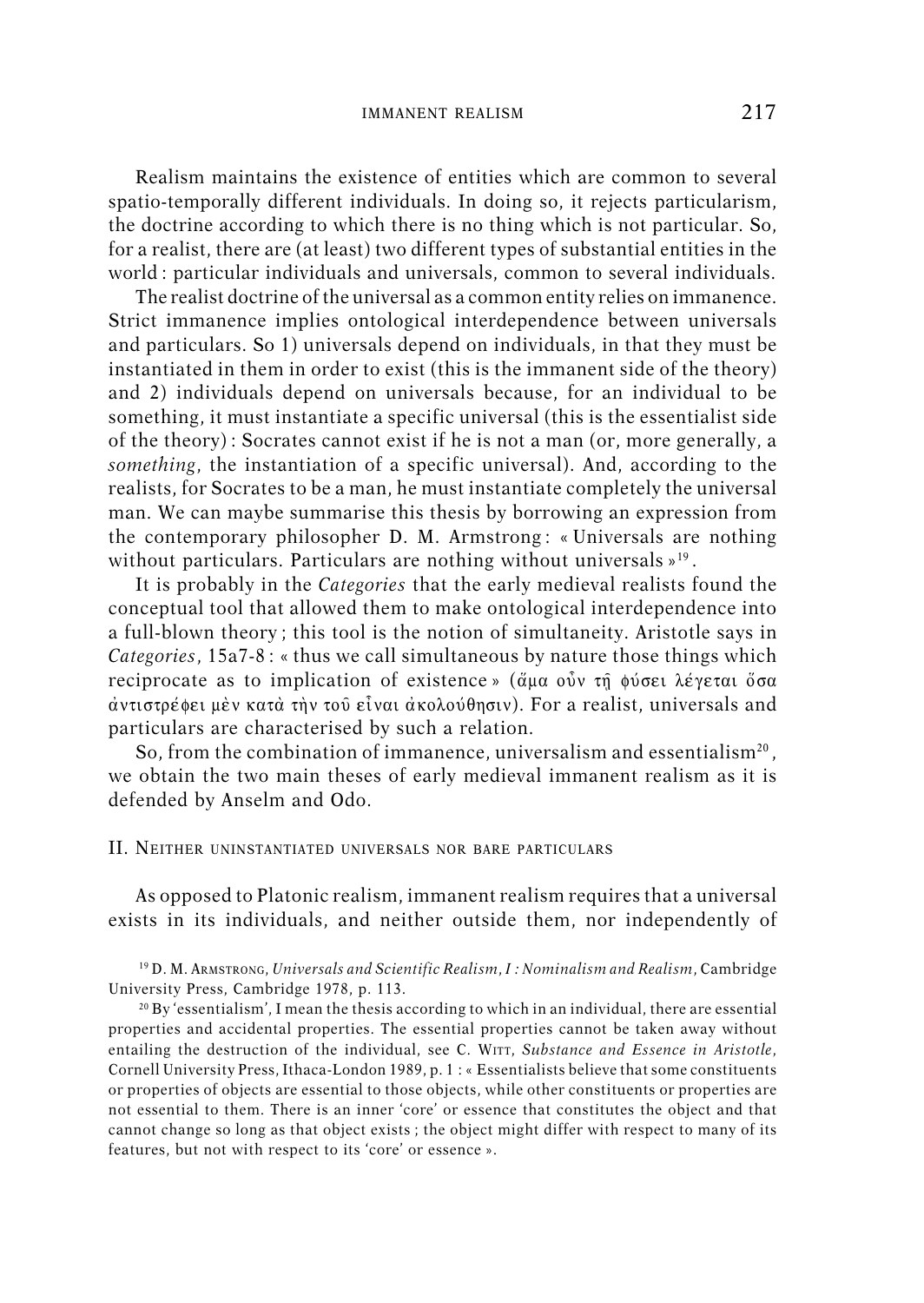Realism maintains the existence of entities which are common to several spatio-temporally different individuals. In doing so, it rejects particularism, the doctrine according to which there is no thing which is not particular. So, for a realist, there are (at least) two different types of substantial entities in the world : particular individuals and universals, common to several individuals.

The realist doctrine of the universal as a common entity relies on immanence. Strict immanence implies ontological interdependence between universals and particulars. So 1) universals depend on individuals, in that they must be instantiated in them in order to exist (this is the immanent side of the theory) and 2) individuals depend on universals because, for an individual to be something, it must instantiate a specific universal (this is the essentialist side of the theory) : Socrates cannot exist if he is not a man (or, more generally, a *something*, the instantiation of a specific universal). And, according to the realists, for Socrates to be a man, he must instantiate completely the universal man. We can maybe summarise this thesis by borrowing an expression from the contemporary philosopher D. M. Armstrong : « Universals are nothing without particulars. Particulars are nothing without universals »[19].

It is probably in the *Categories* that the early medieval realists found the conceptual tool that allowed them to make ontological interdependence into a full-blown theory ; this tool is the notion of simultaneity. Aristotle says in *Categories*, 15a7-8 : « thus we call simultaneous by nature those things which reciprocate as to implication of existence » (ἅμα οὖν τῇ φύσει λέγεται ὅσα ἀντιστρέφει μὲν κατὰ τὴν τοῦ εἶναι ἀκολούθησιν). For a realist, universals and particulars are characterised by such a relation.

So, from the combination of immanence, universalism and essentialism[20], we obtain the two main theses of early medieval immanent realism as it is defended by Anselm and Odo.

## II. Neither uninstantiated universals nor bare particulars

As opposed to Platonic realism, immanent realism requires that a universal exists in its individuals, and neither outside them, nor independently of

---

[19] D. M. Armstrong, *Universals and Scientific Realism, I : Nominalism and Realism*, Cambridge University Press, Cambridge 1978, p. 113.

[20] By 'essentialism', I mean the thesis according to which in an individual, there are essential properties and accidental properties. The essential properties cannot be taken away without entailing the destruction of the individual, see C. Witt, *Substance and Essence in Aristotle*, Cornell University Press, Ithaca-London 1989, p. 1 : « Essentialists believe that some constituents or properties of objects are essential to those objects, while other constituents or properties are not essential to them. There is an inner 'core' or essence that constitutes the object and that cannot change so long as that object exists ; the object might differ with respect to many of its features, but not with respect to its 'core' or essence ».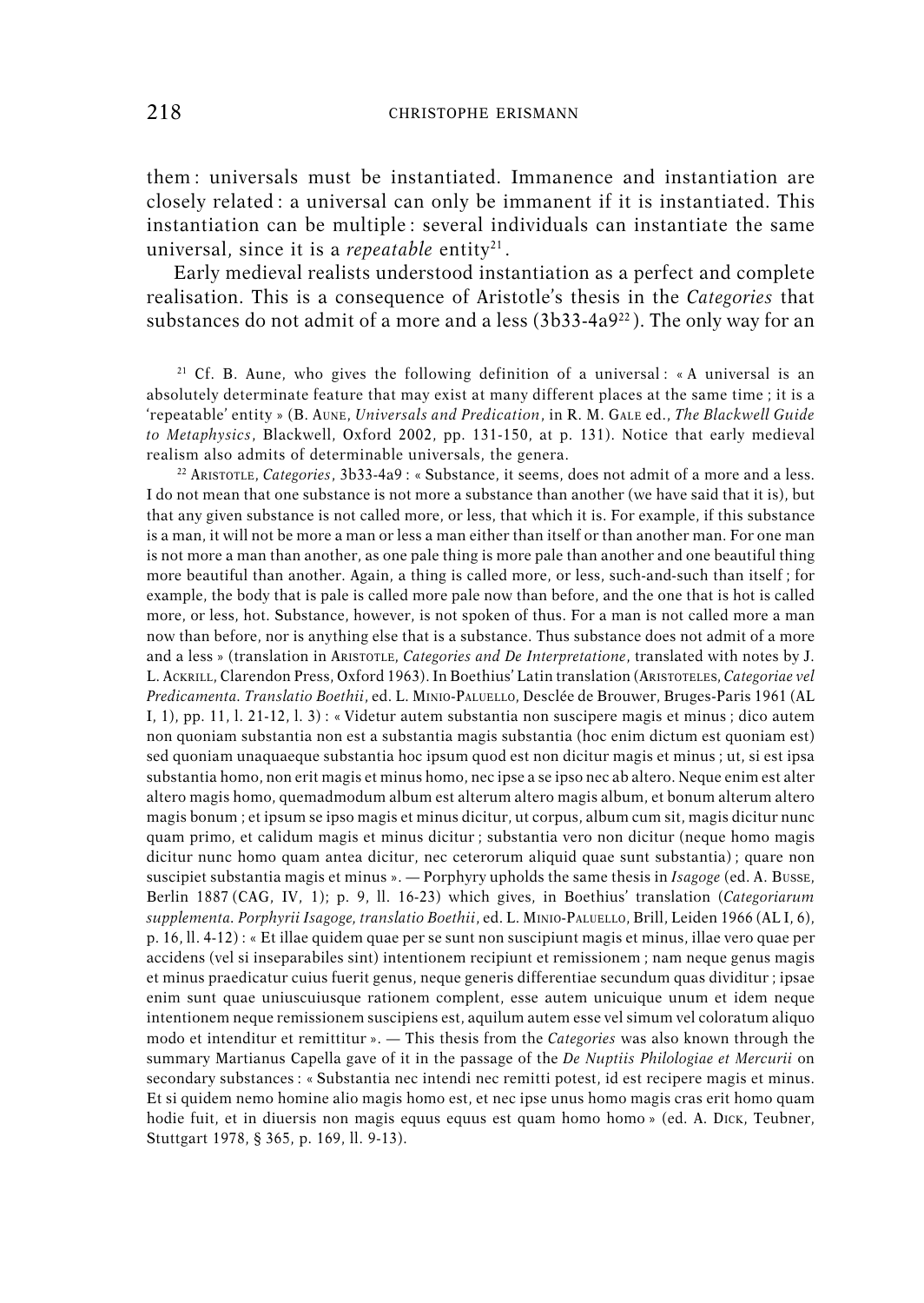them : universals must be instantiated. Immanence and instantiation are closely related : a universal can only be immanent if it is instantiated. This instantiation can be multiple : several individuals can instantiate the same universal, since it is a *repeatable* entity[21].

Early medieval realists understood instantiation as a perfect and complete realisation. This is a consequence of Aristotle's thesis in the *Categories* that substances do not admit of a more and a less (3b33-4a9[22]). The only way for an

[21] Cf. B. Aune, who gives the following definition of a universal : « A universal is an absolutely determinate feature that may exist at many different places at the same time ; it is a 'repeatable' entity » (B. Aune, *Universals and Predication*, in R. M. Gale ed., *The Blackwell Guide to Metaphysics*, Blackwell, Oxford 2002, pp. 131-150, at p. 131). Notice that early medieval realism also admits of determinable universals, the genera.

[22] Aristotle, *Categories*, 3b33-4a9 : « Substance, it seems, does not admit of a more and a less. I do not mean that one substance is not more a substance than another (we have said that it is), but that any given substance is not called more, or less, that which it is. For example, if this substance is a man, it will not be more a man or less a man either than itself or than another man. For one man is not more a man than another, as one pale thing is more pale than another and one beautiful thing more beautiful than another. Again, a thing is called more, or less, such-and-such than itself ; for example, the body that is pale is called more pale now than before, and the one that is hot is called more, or less, hot. Substance, however, is not spoken of thus. For a man is not called more a man now than before, nor is anything else that is a substance. Thus substance does not admit of a more and a less » (translation in Aristotle, *Categories and De Interpretatione*, translated with notes by J. L. Ackrill, Clarendon Press, Oxford 1963). In Boethius' Latin translation (Aristoteles, *Categoriae vel Predicamenta. Translatio Boethii*, ed. L. Minio-Paluello, Desclée de Brouwer, Bruges-Paris 1961 (AL I, 1), pp. 11, l. 21-12, l. 3) : « Videtur autem substantia non suscipere magis et minus ; dico autem non quoniam substantia non est a substantia magis substantia (hoc enim dictum est quoniam est) sed quoniam unaquaeque substantia hoc ipsum quod est non dicitur magis et minus ; ut, si est ipsa substantia homo, non erit magis et minus homo, nec ipse a se ipso nec ab altero. Neque enim est alter altero magis homo, quemadmodum album est alterum altero magis album, et bonum alterum altero magis bonum ; et ipsum se ipso magis et minus dicitur, ut corpus, album cum sit, magis dicitur nunc quam primo, et calidum magis et minus dicitur ; substantia vero non dicitur (neque homo magis dicitur nunc homo quam antea dicitur, nec ceterorum aliquid quae sunt substantia) ; quare non suscipiet substantia magis et minus ». — Porphyry upholds the same thesis in *Isagoge* (ed. A. Busse, Berlin 1887 (CAG, IV, 1); p. 9, ll. 16-23) which gives, in Boethius' translation (*Categoriarum supplementa. Porphyrii Isagoge, translatio Boethii*, ed. L. Minio-Paluello, Brill, Leiden 1966 (AL I, 6), p. 16, ll. 4-12) : « Et illae quidem quae per se sunt non suscipiunt magis et minus, illae vero quae per accidens (vel si inseparabiles sint) intentionem recipiunt et remissionem ; nam neque genus magis et minus praedicatur cuius fuerit genus, neque generis differentiae secundum quas dividitur ; ipsae enim sunt quae uniuscuiusque rationem complent, esse autem unicuique unum et idem neque intentionem neque remissionem suscipiens est, aquilum autem esse vel simum vel coloratum aliquo modo et intenditur et remittitur ». — This thesis from the *Categories* was also known through the summary Martianus Capella gave of it in the passage of the *De Nuptiis Philologiae et Mercurii* on secondary substances : « Substantia nec intendi nec remitti potest, id est recipere magis et minus. Et si quidem nemo homine alio magis homo est, et nec ipse unus homo magis cras erit homo quam hodie fuit, et in diuersis non magis equus equus est quam homo homo » (ed. A. Dick, Teubner, Stuttgart 1978, § 365, p. 169, ll. 9-13).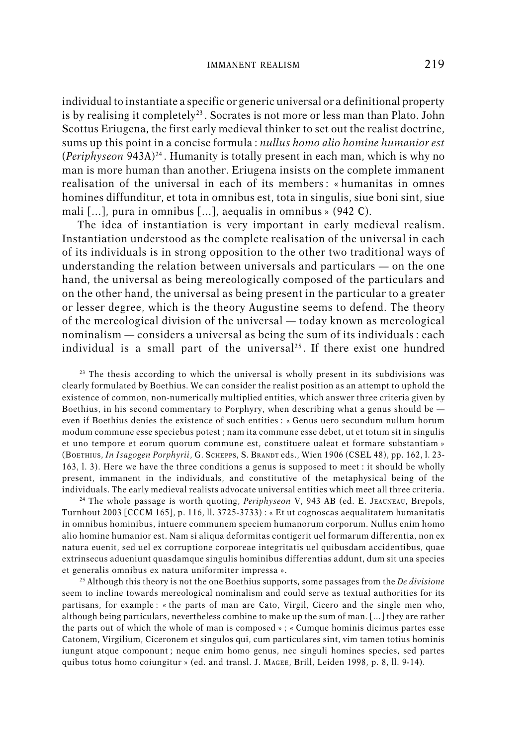individual to instantiate a specific or generic universal or a definitional property is by realising it completely[23]. Socrates is not more or less man than Plato. John Scottus Eriugena, the first early medieval thinker to set out the realist doctrine, sums up this point in a concise formula : *nullus homo alio homine humanior est* (*Periphyseon* 943A)[24]. Humanity is totally present in each man, which is why no man is more human than another. Eriugena insists on the complete immanent realisation of the universal in each of its members : « humanitas in omnes homines diffunditur, et tota in omnibus est, tota in singulis, siue boni sint, siue mali [...], pura in omnibus [...], aequalis in omnibus » (942 C).

The idea of instantiation is very important in early medieval realism. Instantiation understood as the complete realisation of the universal in each of its individuals is in strong opposition to the other two traditional ways of understanding the relation between universals and particulars — on the one hand, the universal as being mereologically composed of the particulars and on the other hand, the universal as being present in the particular to a greater or lesser degree, which is the theory Augustine seems to defend. The theory of the mereological division of the universal — today known as mereological nominalism — considers a universal as being the sum of its individuals : each individual is a small part of the universal[25]. If there exist one hundred

[23] The thesis according to which the universal is wholly present in its subdivisions was clearly formulated by Boethius. We can consider the realist position as an attempt to uphold the existence of common, non-numerically multiplied entities, which answer three criteria given by Boethius, in his second commentary to Porphyry, when describing what a genus should be — even if Boethius denies the existence of such entities : « Genus uero secundum nullum horum modum commune esse speciebus potest ; nam ita commune esse debet, ut et totum sit in singulis et uno tempore et eorum quorum commune est, constituere ualeat et formare substantiam » (Boethius, *In Isagogen Porphyrii*, G. Schepps, S. Brandt eds., Wien 1906 (CSEL 48), pp. 162, l. 23-163, l. 3). Here we have the three conditions a genus is supposed to meet : it should be wholly present, immanent in the individuals, and constitutive of the metaphysical being of the individuals. The early medieval realists advocate universal entities which meet all three criteria.

[24] The whole passage is worth quoting, *Periphyseon* V, 943 AB (ed. E. Jeauneau, Brepols, Turnhout 2003 [CCCM 165], p. 116, ll. 3725-3733) : « Et ut cognoscas aequalitatem humanitatis in omnibus hominibus, intuere communem speciem humanorum corporum. Nullus enim homo alio homine humanior est. Nam si aliqua deformitas contigerit uel formarum differentia, non ex natura euenit, sed uel ex corruptione corporeae integritatis uel quibusdam accidentibus, quae extrinsecus adueniunt quasdamque singulis hominibus differentias addunt, dum sit una species et generalis omnibus ex natura uniformiter impressa ».

[25] Although this theory is not the one Boethius supports, some passages from the *De divisione* seem to incline towards mereological nominalism and could serve as textual authorities for its partisans, for example : « the parts of man are Cato, Virgil, Cicero and the single men who, although being particulars, nevertheless combine to make up the sum of man. [...] they are rather the parts out of which the whole of man is composed » ; « Cumque hominis dicimus partes esse Catonem, Virgilium, Ciceronem et singulos qui, cum particulares sint, vim tamen totius hominis iungunt atque componunt ; neque enim homo genus, nec singuli homines species, sed partes quibus totus homo coiungitur » (ed. and transl. J. Magee, Brill, Leiden 1998, p. 8, ll. 9-14).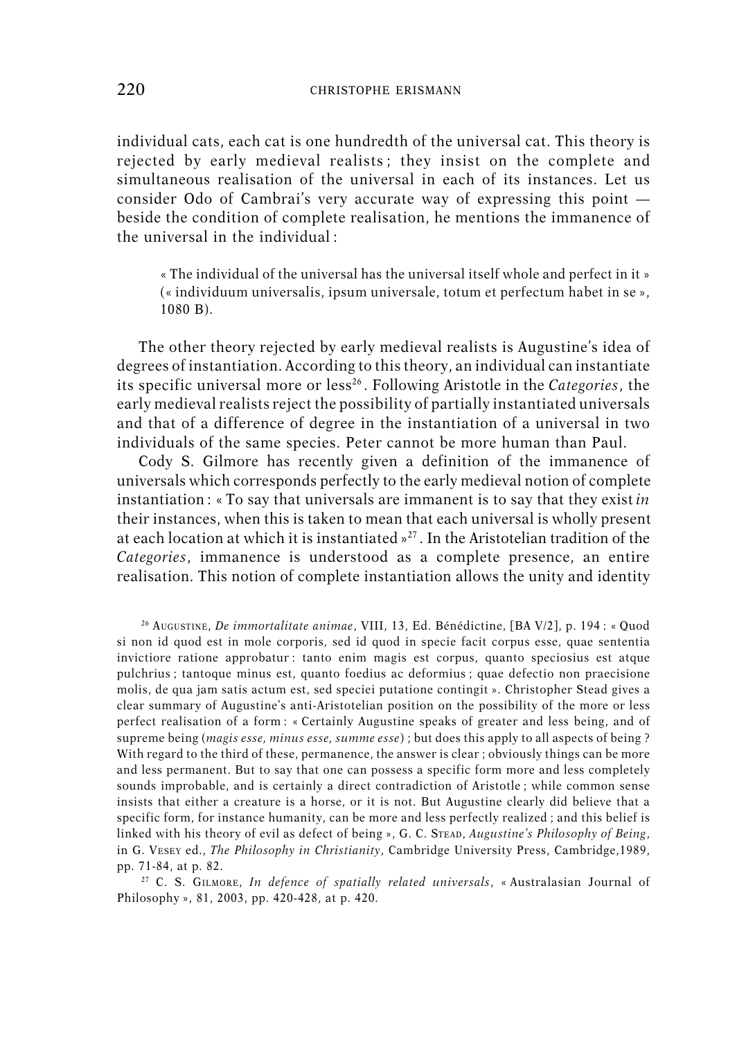individual cats, each cat is one hundredth of the universal cat. This theory is rejected by early medieval realists ; they insist on the complete and simultaneous realisation of the universal in each of its instances. Let us consider Odo of Cambrai's very accurate way of expressing this point — beside the condition of complete realisation, he mentions the immanence of the universal in the individual :

> « The individual of the universal has the universal itself whole and perfect in it » (« individuum universalis, ipsum universale, totum et perfectum habet in se », 1080 B).

The other theory rejected by early medieval realists is Augustine's idea of degrees of instantiation. According to this theory, an individual can instantiate its specific universal more or less[26]. Following Aristotle in the *Categories*, the early medieval realists reject the possibility of partially instantiated universals and that of a difference of degree in the instantiation of a universal in two individuals of the same species. Peter cannot be more human than Paul.

Cody S. Gilmore has recently given a definition of the immanence of universals which corresponds perfectly to the early medieval notion of complete instantiation : « To say that universals are immanent is to say that they exist *in* their instances, when this is taken to mean that each universal is wholly present at each location at which it is instantiated »[27]. In the Aristotelian tradition of the *Categories*, immanence is understood as a complete presence, an entire realisation. This notion of complete instantiation allows the unity and identity

[26] Augustine, *De immortalitate animae*, VIII, 13, Ed. Bénédictine, [BA V/2], p. 194 : « Quod si non id quod est in mole corporis, sed id quod in specie facit corpus esse, quae sententia invictiore ratione approbatur : tanto enim magis est corpus, quanto speciosius est atque pulchrius ; tantoque minus est, quanto foedius ac deformius ; quae defectio non praecisione molis, de qua jam satis actum est, sed speciei putatione contingit ». Christopher Stead gives a clear summary of Augustine's anti-Aristotelian position on the possibility of the more or less perfect realisation of a form : « Certainly Augustine speaks of greater and less being, and of supreme being (*magis esse, minus esse, summe esse*) ; but does this apply to all aspects of being ? With regard to the third of these, permanence, the answer is clear ; obviously things can be more and less permanent. But to say that one can possess a specific form more and less completely sounds improbable, and is certainly a direct contradiction of Aristotle ; while common sense insists that either a creature is a horse, or it is not. But Augustine clearly did believe that a specific form, for instance humanity, can be more and less perfectly realized ; and this belief is linked with his theory of evil as defect of being », G. C. Stead, *Augustine's Philosophy of Being*, in G. Vesey ed., *The Philosophy in Christianity*, Cambridge University Press, Cambridge,1989, pp. 71-84, at p. 82.

[27] C. S. Gilmore, *In defence of spatially related universals*, « Australasian Journal of Philosophy », 81, 2003, pp. 420-428, at p. 420.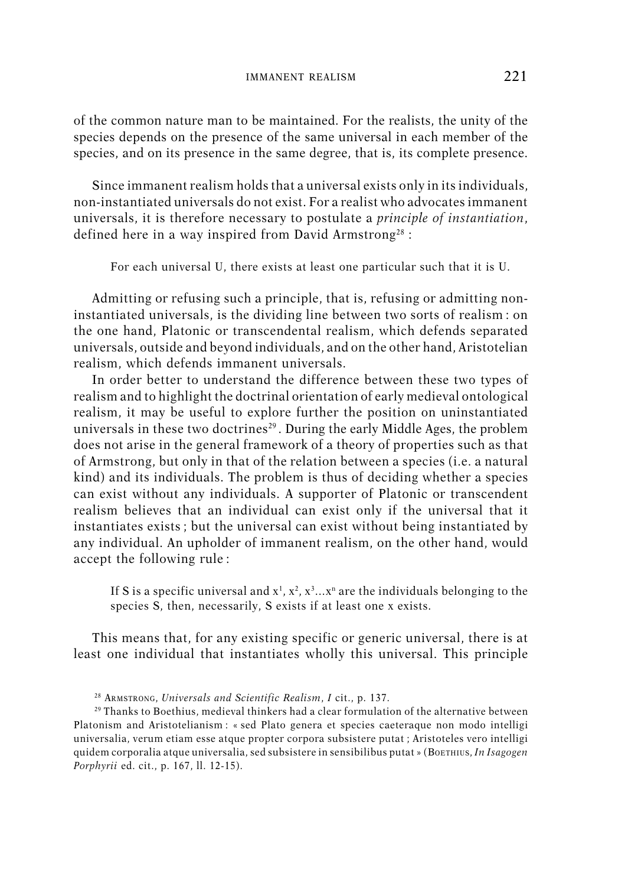of the common nature man to be maintained. For the realists, the unity of the species depends on the presence of the same universal in each member of the species, and on its presence in the same degree, that is, its complete presence.

Since immanent realism holds that a universal exists only in its individuals, non-instantiated universals do not exist. For a realist who advocates immanent universals, it is therefore necessary to postulate a *principle of instantiation*, defined here in a way inspired from David Armstrong[28] :

> For each universal U, there exists at least one particular such that it is U.

Admitting or refusing such a principle, that is, refusing or admitting non-instantiated universals, is the dividing line between two sorts of realism : on the one hand, Platonic or transcendental realism, which defends separated universals, outside and beyond individuals, and on the other hand, Aristotelian realism, which defends immanent universals.

In order better to understand the difference between these two types of realism and to highlight the doctrinal orientation of early medieval ontological realism, it may be useful to explore further the position on uninstantiated universals in these two doctrines[29]. During the early Middle Ages, the problem does not arise in the general framework of a theory of properties such as that of Armstrong, but only in that of the relation between a species (i.e. a natural kind) and its individuals. The problem is thus of deciding whether a species can exist without any individuals. A supporter of Platonic or transcendent realism believes that an individual can exist only if the universal that it instantiates exists ; but the universal can exist without being instantiated by any individual. An upholder of immanent realism, on the other hand, would accept the following rule :

> If S is a specific universal and $x^1, x^2, x^3 \ldots x^n$ are the individuals belonging to the species S, then, necessarily, S exists if at least one x exists.

This means that, for any existing specific or generic universal, there is at least one individual that instantiates wholly this universal. This principle

[28] ARMSTRONG, *Universals and Scientific Realism*, *I* cit., p. 137.

[29] Thanks to Boethius, medieval thinkers had a clear formulation of the alternative between Platonism and Aristotelianism : « sed Plato genera et species caeteraque non modo intelligi universalia, verum etiam esse atque propter corpora subsistere putat ; Aristoteles vero intelligi quidem corporalia atque universalia, sed subsistere in sensibilibus putat » (BOETHIUS, *In Isagogen Porphyrii* ed. cit., p. 167, ll. 12-15).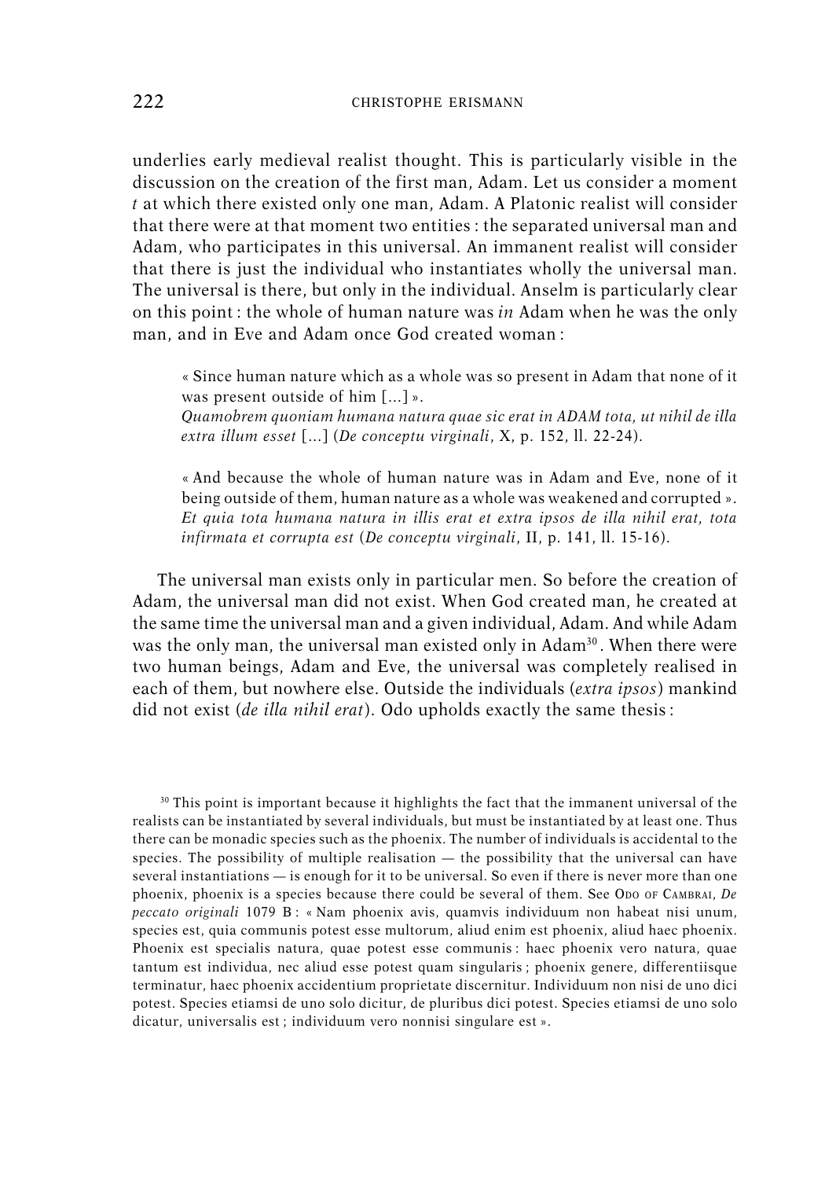underlies early medieval realist thought. This is particularly visible in the discussion on the creation of the first man, Adam. Let us consider a moment *t* at which there existed only one man, Adam. A Platonic realist will consider that there were at that moment two entities : the separated universal man and Adam, who participates in this universal. An immanent realist will consider that there is just the individual who instantiates wholly the universal man. The universal is there, but only in the individual. Anselm is particularly clear on this point : the whole of human nature was *in* Adam when he was the only man, and in Eve and Adam once God created woman :

> « Since human nature which as a whole was so present in Adam that none of it was present outside of him [...] ».
> *Quamobrem quoniam humana natura quae sic erat in ADAM tota, ut nihil de illa extra illum esset* [...] (*De conceptu virginali*, X, p. 152, ll. 22-24).

> « And because the whole of human nature was in Adam and Eve, none of it being outside of them, human nature as a whole was weakened and corrupted ».
> *Et quia tota humana natura in illis erat et extra ipsos de illa nihil erat, tota infirmata et corrupta est* (*De conceptu virginali*, II, p. 141, ll. 15-16).

The universal man exists only in particular men. So before the creation of Adam, the universal man did not exist. When God created man, he created at the same time the universal man and a given individual, Adam. And while Adam was the only man, the universal man existed only in Adam[30]. When there were two human beings, Adam and Eve, the universal was completely realised in each of them, but nowhere else. Outside the individuals (*extra ipsos*) mankind did not exist (*de illa nihil erat*). Odo upholds exactly the same thesis :

[30] This point is important because it highlights the fact that the immanent universal of the realists can be instantiated by several individuals, but must be instantiated by at least one. Thus there can be monadic species such as the phoenix. The number of individuals is accidental to the species. The possibility of multiple realisation — the possibility that the universal can have several instantiations — is enough for it to be universal. So even if there is never more than one phoenix, phoenix is a species because there could be several of them. See ODO OF CAMBRAI, *De peccato originali* 1079 B : « Nam phoenix avis, quamvis individuum non habeat nisi unum, species est, quia communis potest esse multorum, aliud enim est phoenix, aliud haec phoenix. Phoenix est specialis natura, quae potest esse communis : haec phoenix vero natura, quae tantum est individua, nec aliud esse potest quam singularis ; phoenix genere, differentiisque terminatur, haec phoenix accidentium proprietate discernitur. Individuum non nisi de uno dici potest. Species etiamsi de uno solo dicitur, de pluribus dici potest. Species etiamsi de uno solo dicatur, universalis est ; individuum vero nonnisi singulare est ».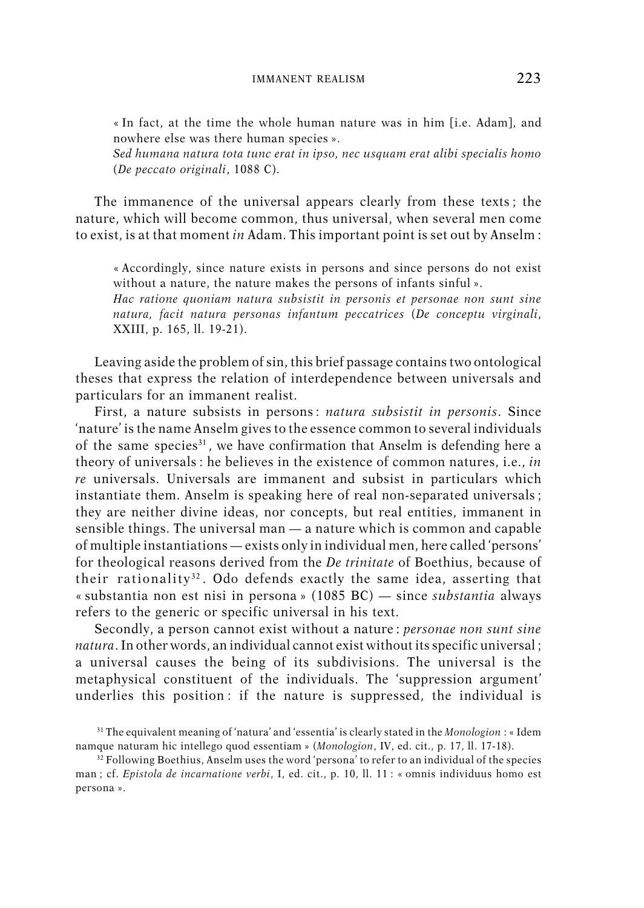« In fact, at the time the whole human nature was in him [i.e. Adam], and nowhere else was there human species ».
*Sed humana natura tota tunc erat in ipso, nec usquam erat alibi specialis homo* (*De peccato originali*, 1088 C).

The immanence of the universal appears clearly from these texts ; the nature, which will become common, thus universal, when several men come to exist, is at that moment *in* Adam. This important point is set out by Anselm :

> « Accordingly, since nature exists in persons and since persons do not exist without a nature, the nature makes the persons of infants sinful ».
> *Hac ratione quoniam natura subsistit in personis et personae non sunt sine natura, facit natura personas infantum peccatrices* (*De conceptu virginali*, XXIII, p. 165, ll. 19-21).

Leaving aside the problem of sin, this brief passage contains two ontological theses that express the relation of interdependence between universals and particulars for an immanent realist.

First, a nature subsists in persons : *natura subsistit in personis*. Since 'nature' is the name Anselm gives to the essence common to several individuals of the same species[31], we have confirmation that Anselm is defending here a theory of universals : he believes in the existence of common natures, i.e., *in re* universals. Universals are immanent and subsist in particulars which instantiate them. Anselm is speaking here of real non-separated universals ; they are neither divine ideas, nor concepts, but real entities, immanent in sensible things. The universal man — a nature which is common and capable of multiple instantiations — exists only in individual men, here called 'persons' for theological reasons derived from the *De trinitate* of Boethius, because of their rationality[32]. Odo defends exactly the same idea, asserting that « substantia non est nisi in persona » (1085 BC) — since *substantia* always refers to the generic or specific universal in his text.

Secondly, a person cannot exist without a nature : *personae non sunt sine natura*. In other words, an individual cannot exist without its specific universal ; a universal causes the being of its subdivisions. The universal is the metaphysical constituent of the individuals. The 'suppression argument' underlies this position : if the nature is suppressed, the individual is

[31] The equivalent meaning of 'natura' and 'essentia' is clearly stated in the *Monologion* : « Idem namque naturam hic intellego quod essentiam » (*Monologion*, IV, ed. cit., p. 17, ll. 17-18).

[32] Following Boethius, Anselm uses the word 'persona' to refer to an individual of the species man ; cf. *Epistola de incarnatione verbi*, I, ed. cit., p. 10, ll. 11 : « omnis individuus homo est persona ».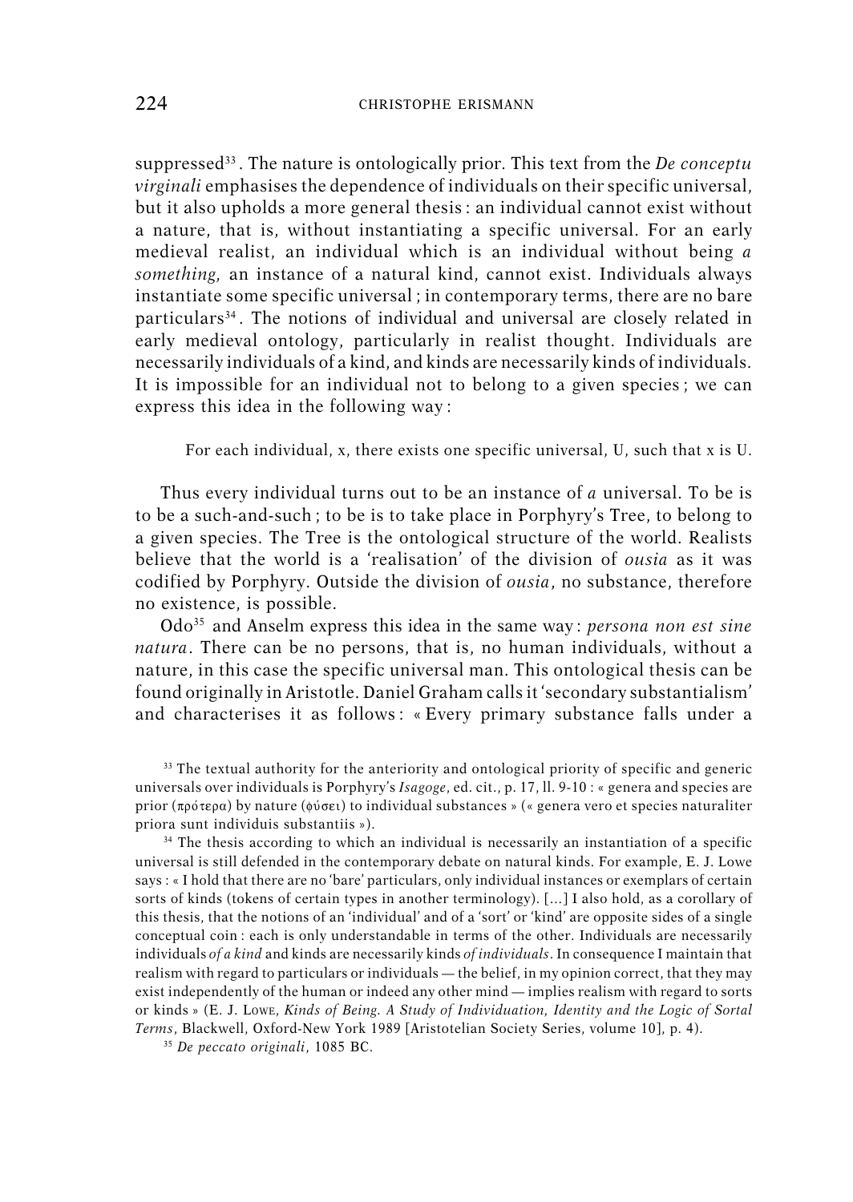suppressed[33]. The nature is ontologically prior. This text from the *De conceptu virginali* emphasises the dependence of individuals on their specific universal, but it also upholds a more general thesis : an individual cannot exist without a nature, that is, without instantiating a specific universal. For an early medieval realist, an individual which is an individual without being *a something*, an instance of a natural kind, cannot exist. Individuals always instantiate some specific universal ; in contemporary terms, there are no bare particulars[34]. The notions of individual and universal are closely related in early medieval ontology, particularly in realist thought. Individuals are necessarily individuals of a kind, and kinds are necessarily kinds of individuals. It is impossible for an individual not to belong to a given species ; we can express this idea in the following way :

> For each individual, x, there exists one specific universal, U, such that x is U.

Thus every individual turns out to be an instance of *a* universal. To be is to be a such-and-such ; to be is to take place in Porphyry's Tree, to belong to a given species. The Tree is the ontological structure of the world. Realists believe that the world is a 'realisation' of the division of *ousia* as it was codified by Porphyry. Outside the division of *ousia*, no substance, therefore no existence, is possible.

Odo[35] and Anselm express this idea in the same way : *persona non est sine natura*. There can be no persons, that is, no human individuals, without a nature, in this case the specific universal man. This ontological thesis can be found originally in Aristotle. Daniel Graham calls it 'secondary substantialism' and characterises it as follows : « Every primary substance falls under a

[33] The textual authority for the anteriority and ontological priority of specific and generic universals over individuals is Porphyry's *Isagoge*, ed. cit., p. 17, ll. 9-10 : « genera and species are prior (πρότερα) by nature (φύσει) to individual substances » (« genera vero et species naturaliter priora sunt individuis substantiis »).

[34] The thesis according to which an individual is necessarily an instantiation of a specific universal is still defended in the contemporary debate on natural kinds. For example, E. J. Lowe says : « I hold that there are no 'bare' particulars, only individual instances or exemplars of certain sorts of kinds (tokens of certain types in another terminology). [...] I also hold, as a corollary of this thesis, that the notions of an 'individual' and of a 'sort' or 'kind' are opposite sides of a single conceptual coin : each is only understandable in terms of the other. Individuals are necessarily individuals *of a kind* and kinds are necessarily kinds *of individuals*. In consequence I maintain that realism with regard to particulars or individuals — the belief, in my opinion correct, that they may exist independently of the human or indeed any other mind — implies realism with regard to sorts or kinds » (E. J. Lowe, *Kinds of Being. A Study of Individuation, Identity and the Logic of Sortal Terms*, Blackwell, Oxford-New York 1989 [Aristotelian Society Series, volume 10], p. 4).

[35] *De peccato originali*, 1085 BC.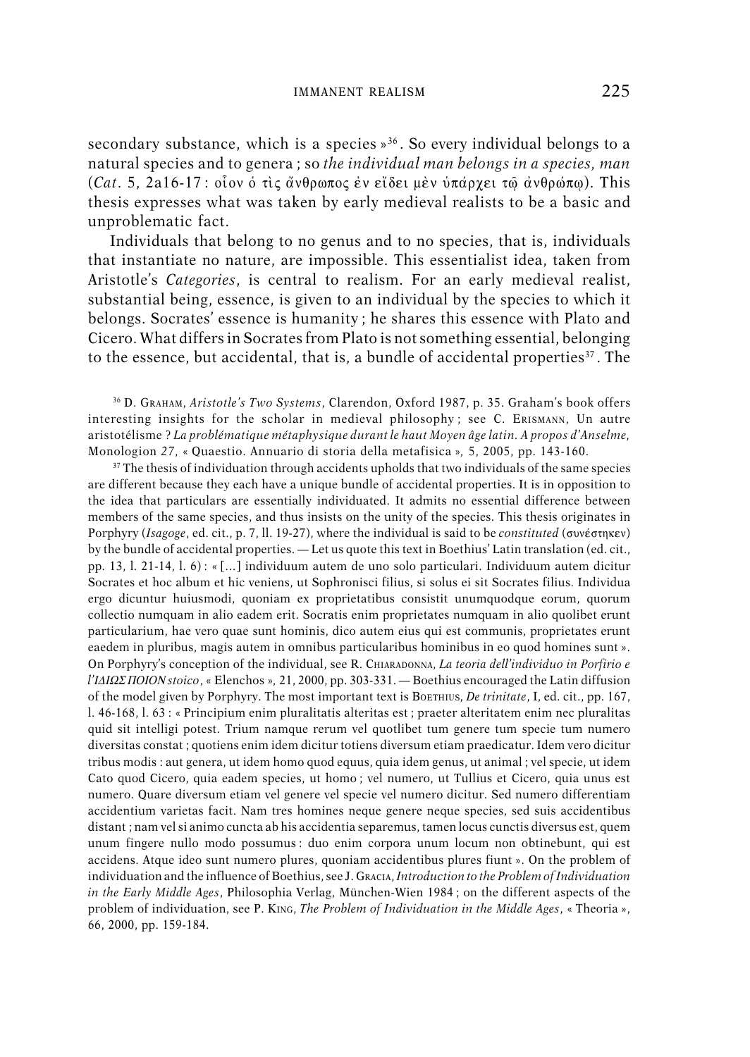secondary substance, which is a species »[36]. So every individual belongs to a natural species and to genera ; so *the individual man belongs in a species, man* (*Cat*. 5, 2a16-17 : οἷον ὁ τὶς ἄνθρωπος ἐν εἴδει μὲν ὑπάρχει τῷ ἀνθρώπῳ). This thesis expresses what was taken by early medieval realists to be a basic and unproblematic fact.

Individuals that belong to no genus and to no species, that is, individuals that instantiate no nature, are impossible. This essentialist idea, taken from Aristotle's *Categories*, is central to realism. For an early medieval realist, substantial being, essence, is given to an individual by the species to which it belongs. Socrates' essence is humanity ; he shares this essence with Plato and Cicero. What differs in Socrates from Plato is not something essential, belonging to the essence, but accidental, that is, a bundle of accidental properties[37]. The

[36] D. Graham, *Aristotle's Two Systems*, Clarendon, Oxford 1987, p. 35. Graham's book offers interesting insights for the scholar in medieval philosophy ; see C. Erismann, Un autre aristotélisme ? *La problématique métaphysique durant le haut Moyen âge latin. A propos d'Anselme,* Monologion *27*, « Quaestio. Annuario di storia della metafisica », 5, 2005, pp. 143-160.

[37] The thesis of individuation through accidents upholds that two individuals of the same species are different because they each have a unique bundle of accidental properties. It is in opposition to the idea that particulars are essentially individuated. It admits no essential difference between members of the same species, and thus insists on the unity of the species. This thesis originates in Porphyry (*Isagoge*, ed. cit., p. 7, ll. 19-27), where the individual is said to be *constituted* (συνέστηκεν) by the bundle of accidental properties. — Let us quote this text in Boethius' Latin translation (ed. cit., pp. 13, l. 21-14, l. 6) : « [...] individuum autem de uno solo particulari. Individuum autem dicitur Socrates et hoc album et hic veniens, ut Sophronisci filius, si solus ei sit Socrates filius. Individua ergo dicuntur huiusmodi, quoniam ex proprietatibus consistit unumquodque eorum, quorum collectio numquam in alio eadem erit. Socratis enim proprietates numquam in alio quolibet erunt particularium, hae vero quae sunt hominis, dico autem eius qui est communis, proprietates erunt eaedem in pluribus, magis autem in omnibus particularibus hominibus in eo quod homines sunt ». On Porphyry's conception of the individual, see R. Chiaradonna, *La teoria dell'individuo in Porfirio e l'ΙΔΙΩΣ ΠΟΙΟΝ stoico*, « Elenchos », 21, 2000, pp. 303-331. — Boethius encouraged the Latin diffusion of the model given by Porphyry. The most important text is Boethius, *De trinitate*, I, ed. cit., pp. 167, l. 46-168, l. 63 : « Principium enim pluralitatis alteritas est ; praeter alteritatem enim nec pluralitas quid sit intelligi potest. Trium namque rerum vel quotlibet tum genere tum specie tum numero diversitas constat ; quotiens enim idem dicitur totiens diversum etiam praedicatur. Idem vero dicitur tribus modis : aut genera, ut idem homo quod equus, quia idem genus, ut animal ; vel specie, ut idem Cato quod Cicero, quia eadem species, ut homo ; vel numero, ut Tullius et Cicero, quia unus est numero. Quare diversum etiam vel genere vel specie vel numero dicitur. Sed numero differentiam accidentium varietas facit. Nam tres homines neque genere neque species, sed suis accidentibus distant ; nam vel si animo cuncta ab his accidentia separemus, tamen locus cunctis diversus est, quem unum fingere nullo modo possumus : duo enim corpora unum locum non obtinebunt, qui est accidens. Atque ideo sunt numero plures, quoniam accidentibus plures fiunt ». On the problem of individuation and the influence of Boethius, see J. Gracia, *Introduction to the Problem of Individuation in the Early Middle Ages*, Philosophia Verlag, München-Wien 1984 ; on the different aspects of the problem of individuation, see P. King, *The Problem of Individuation in the Middle Ages*, « Theoria », 66, 2000, pp. 159-184.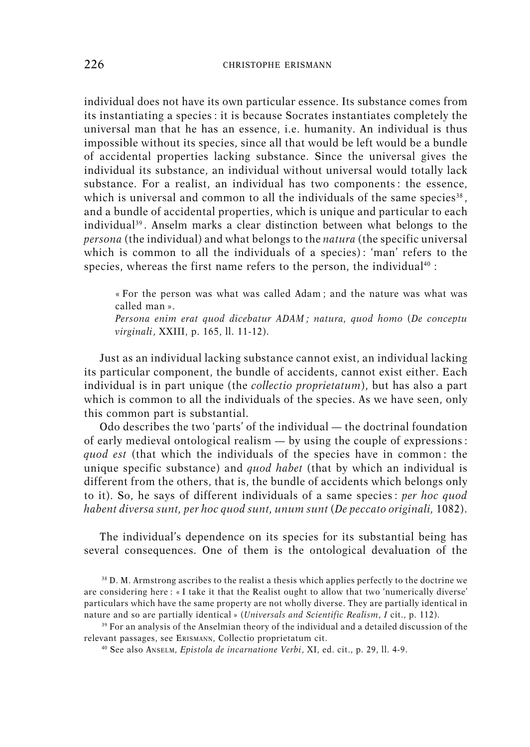individual does not have its own particular essence. Its substance comes from its instantiating a species : it is because Socrates instantiates completely the universal man that he has an essence, i.e. humanity. An individual is thus impossible without its species, since all that would be left would be a bundle of accidental properties lacking substance. Since the universal gives the individual its substance, an individual without universal would totally lack substance. For a realist, an individual has two components : the essence, which is universal and common to all the individuals of the same species[38], and a bundle of accidental properties, which is unique and particular to each individual[39]. Anselm marks a clear distinction between what belongs to the *persona* (the individual) and what belongs to the *natura* (the specific universal which is common to all the individuals of a species) : 'man' refers to the species, whereas the first name refers to the person, the individual[40] :

> « For the person was what was called Adam ; and the nature was what was called man ».
> *Persona enim erat quod dicebatur ADAM ; natura, quod homo* (*De conceptu virginali*, XXIII, p. 165, ll. 11-12).

Just as an individual lacking substance cannot exist, an individual lacking its particular component, the bundle of accidents, cannot exist either. Each individual is in part unique (the *collectio proprietatum*), but has also a part which is common to all the individuals of the species. As we have seen, only this common part is substantial.

Odo describes the two 'parts' of the individual — the doctrinal foundation of early medieval ontological realism — by using the couple of expressions : *quod est* (that which the individuals of the species have in common : the unique specific substance) and *quod habet* (that by which an individual is different from the others, that is, the bundle of accidents which belongs only to it). So, he says of different individuals of a same species : *per hoc quod habent diversa sunt, per hoc quod sunt, unum sunt* (*De peccato originali,* 1082).

The individual's dependence on its species for its substantial being has several consequences. One of them is the ontological devaluation of the

[38] D. M. Armstrong ascribes to the realist a thesis which applies perfectly to the doctrine we are considering here : « I take it that the Realist ought to allow that two 'numerically diverse' particulars which have the same property are not wholly diverse. They are partially identical in nature and so are partially identical » (*Universals and Scientific Realism*, *I* cit., p. 112).

[39] For an analysis of the Anselmian theory of the individual and a detailed discussion of the relevant passages, see Erismann, Collectio proprietatum cit.

[40] See also Anselm, *Epistola de incarnatione Verbi*, XI, ed. cit., p. 29, ll. 4-9.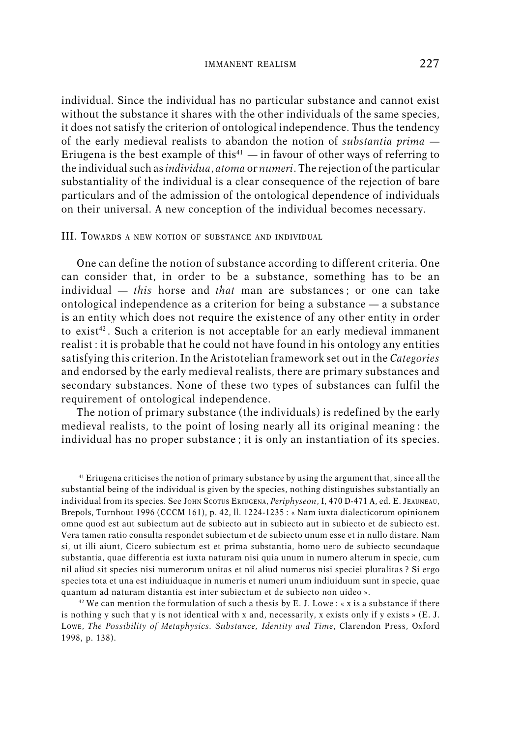individual. Since the individual has no particular substance and cannot exist without the substance it shares with the other individuals of the same species, it does not satisfy the criterion of ontological independence. Thus the tendency of the early medieval realists to abandon the notion of *substantia prima* — Eriugena is the best example of this[41] — in favour of other ways of referring to the individual such as *individua*, *atoma* or *numeri*. The rejection of the particular substantiality of the individual is a clear consequence of the rejection of bare particulars and of the admission of the ontological dependence of individuals on their universal. A new conception of the individual becomes necessary.

## III. Towards a new notion of substance and individual

One can define the notion of substance according to different criteria. One can consider that, in order to be a substance, something has to be an individual — *this* horse and *that* man are substances ; or one can take ontological independence as a criterion for being a substance — a substance is an entity which does not require the existence of any other entity in order to exist[42]. Such a criterion is not acceptable for an early medieval immanent realist : it is probable that he could not have found in his ontology any entities satisfying this criterion. In the Aristotelian framework set out in the *Categories* and endorsed by the early medieval realists, there are primary substances and secondary substances. None of these two types of substances can fulfil the requirement of ontological independence.

The notion of primary substance (the individuals) is redefined by the early medieval realists, to the point of losing nearly all its original meaning : the individual has no proper substance ; it is only an instantiation of its species.

[41] Eriugena criticises the notion of primary substance by using the argument that, since all the substantial being of the individual is given by the species, nothing distinguishes substantially an individual from its species. See John Scotus Eriugena, *Periphyseon*, I, 470 D-471 A, ed. E. Jeauneau, Brepols, Turnhout 1996 (CCCM 161), p. 42, ll. 1224-1235 : « Nam iuxta dialecticorum opinionem omne quod est aut subiectum aut de subiecto aut in subiecto aut in subiecto et de subiecto est. Vera tamen ratio consulta respondet subiectum et de subiecto unum esse et in nullo distare. Nam si, ut illi aiunt, Cicero subiectum est et prima substantia, homo uero de subiecto secundaque substantia, quae differentia est iuxta naturam nisi quia unum in numero alterum in specie, cum nil aliud sit species nisi numerorum unitas et nil aliud numerus nisi speciei pluralitas ? Si ergo species tota et una est indiuiduaque in numeris et numeri unum indiuiduum sunt in specie, quae quantum ad naturam distantia est inter subiectum et de subiecto non uideo ».

[42] We can mention the formulation of such a thesis by E. J. Lowe : « x is a substance if there is nothing y such that y is not identical with x and, necessarily, x exists only if y exists » (E. J. Lowe, *The Possibility of Metaphysics. Substance, Identity and Time*, Clarendon Press, Oxford 1998, p. 138).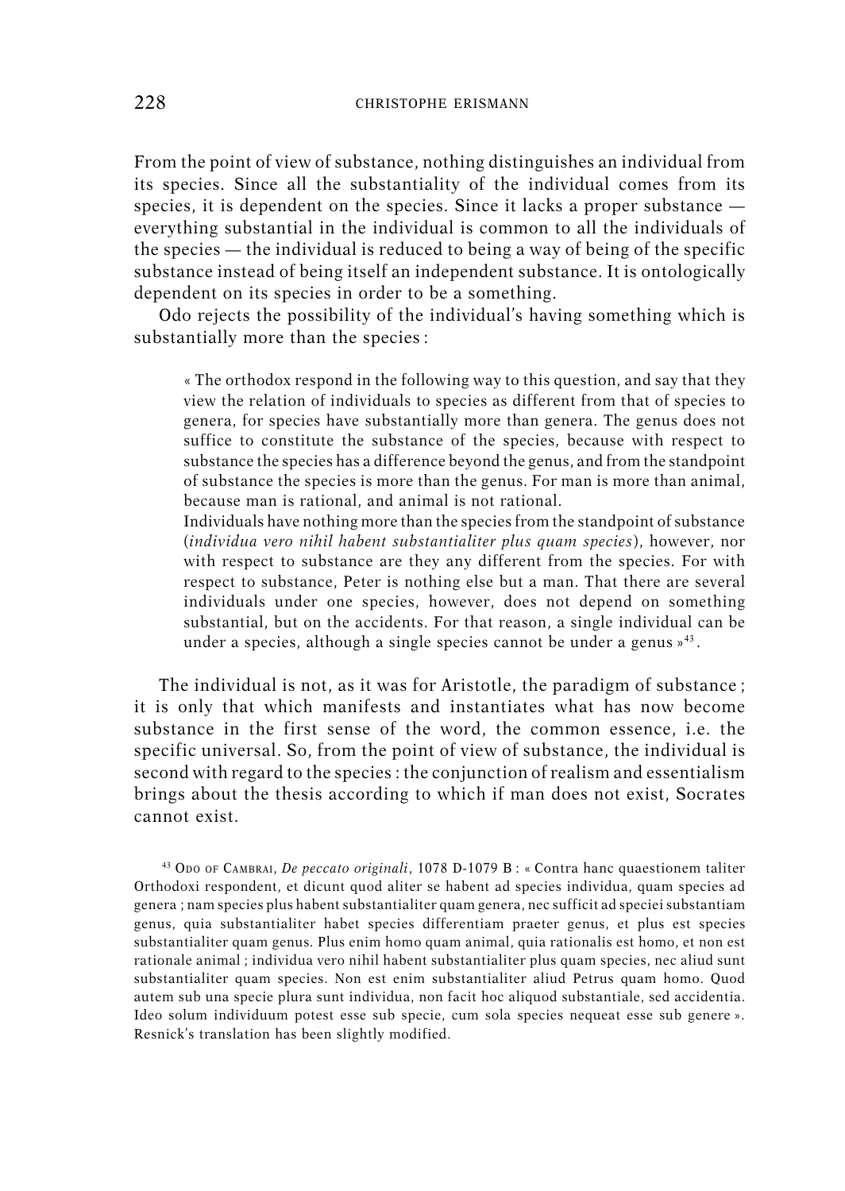From the point of view of substance, nothing distinguishes an individual from its species. Since all the substantiality of the individual comes from its species, it is dependent on the species. Since it lacks a proper substance — everything substantial in the individual is common to all the individuals of the species — the individual is reduced to being a way of being of the specific substance instead of being itself an independent substance. It is ontologically dependent on its species in order to be a something.

Odo rejects the possibility of the individual's having something which is substantially more than the species :

> « The orthodox respond in the following way to this question, and say that they view the relation of individuals to species as different from that of species to genera, for species have substantially more than genera. The genus does not suffice to constitute the substance of the species, because with respect to substance the species has a difference beyond the genus, and from the standpoint of substance the species is more than the genus. For man is more than animal, because man is rational, and animal is not rational.
>
> Individuals have nothing more than the species from the standpoint of substance (*individua vero nihil habent substantialiter plus quam species*), however, nor with respect to substance are they any different from the species. For with respect to substance, Peter is nothing else but a man. That there are several individuals under one species, however, does not depend on something substantial, but on the accidents. For that reason, a single individual can be under a species, although a single species cannot be under a genus »[43].

The individual is not, as it was for Aristotle, the paradigm of substance ; it is only that which manifests and instantiates what has now become substance in the first sense of the word, the common essence, i.e. the specific universal. So, from the point of view of substance, the individual is second with regard to the species : the conjunction of realism and essentialism brings about the thesis according to which if man does not exist, Socrates cannot exist.

[43] ODO OF CAMBRAI, *De peccato originali*, 1078 D-1079 B : « Contra hanc quaestionem taliter Orthodoxi respondent, et dicunt quod aliter se habent ad species individua, quam species ad genera ; nam species plus habent substantialiter quam genera, nec sufficit ad speciei substantiam genus, quia substantialiter habet species differentiam praeter genus, et plus est species substantialiter quam genus. Plus enim homo quam animal, quia rationalis est homo, et non est rationale animal ; individua vero nihil habent substantialiter plus quam species, nec aliud sunt substantialiter quam species. Non est enim substantialiter aliud Petrus quam homo. Quod autem sub una specie plura sunt individua, non facit hoc aliquod substantiale, sed accidentia. Ideo solum individuum potest esse sub specie, cum sola species nequeat esse sub genere ». Resnick's translation has been slightly modified.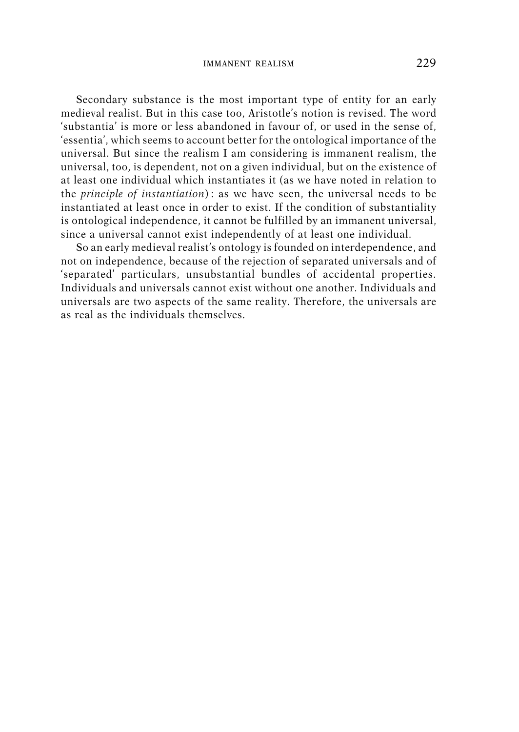Secondary substance is the most important type of entity for an early medieval realist. But in this case too, Aristotle's notion is revised. The word 'substantia' is more or less abandoned in favour of, or used in the sense of, 'essentia', which seems to account better for the ontological importance of the universal. But since the realism I am considering is immanent realism, the universal, too, is dependent, not on a given individual, but on the existence of at least one individual which instantiates it (as we have noted in relation to the *principle of instantiation*) : as we have seen, the universal needs to be instantiated at least once in order to exist. If the condition of substantiality is ontological independence, it cannot be fulfilled by an immanent universal, since a universal cannot exist independently of at least one individual.

So an early medieval realist's ontology is founded on interdependence, and not on independence, because of the rejection of separated universals and of 'separated' particulars, unsubstantial bundles of accidental properties. Individuals and universals cannot exist without one another. Individuals and universals are two aspects of the same reality. Therefore, the universals are as real as the individuals themselves.